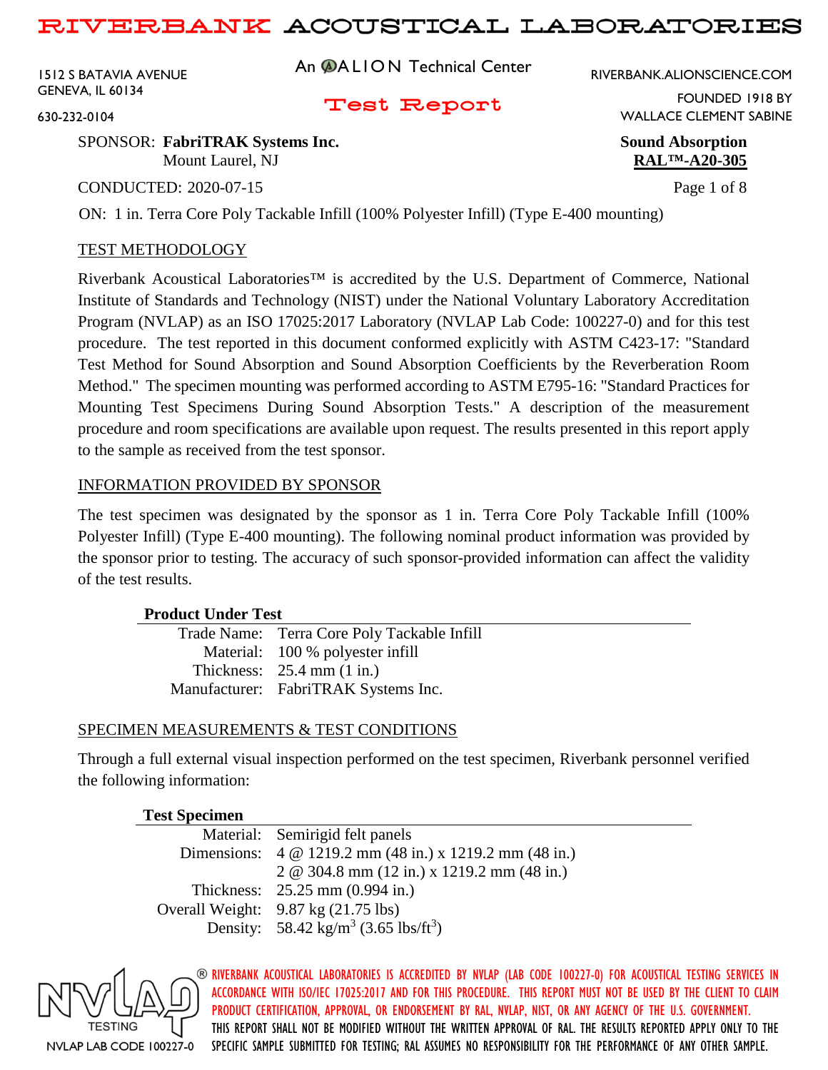# RIVERBANK ACOUSTICAL LABORATORIES

1512 S BATAVIA AVENUE
GENEVA, IL 60134
630-232-0104

An ALION Technical Center

RIVERBANK.ALIONSCIENCE.COM
FOUNDED 1918 BY
WALLACE CLEMENT SABINE

## Test Report

SPONSOR: **FabriTRAK Systems Inc.**
Mount Laurel, NJ

**Sound Absorption**
**RAL™-A20-305**

CONDUCTED: 2020-07-15

ON: 1 in. Terra Core Poly Tackable Infill (100% Polyester Infill) (Type E-400 mounting)

### TEST METHODOLOGY

Riverbank Acoustical Laboratories™ is accredited by the U.S. Department of Commerce, National Institute of Standards and Technology (NIST) under the National Voluntary Laboratory Accreditation Program (NVLAP) as an ISO 17025:2017 Laboratory (NVLAP Lab Code: 100227-0) and for this test procedure. The test reported in this document conformed explicitly with ASTM C423-17: "Standard Test Method for Sound Absorption and Sound Absorption Coefficients by the Reverberation Room Method." The specimen mounting was performed according to ASTM E795-16: "Standard Practices for Mounting Test Specimens During Sound Absorption Tests." A description of the measurement procedure and room specifications are available upon request. The results presented in this report apply to the sample as received from the test sponsor.

### INFORMATION PROVIDED BY SPONSOR

The test specimen was designated by the sponsor as 1 in. Terra Core Poly Tackable Infill (100% Polyester Infill) (Type E-400 mounting). The following nominal product information was provided by the sponsor prior to testing. The accuracy of such sponsor-provided information can affect the validity of the test results.

| **Product Under Test** | |
|---|---|
| Trade Name: | Terra Core Poly Tackable Infill |
| Material: | 100 % polyester infill |
| Thickness: | 25.4 mm (1 in.) |
| Manufacturer: | FabriTRAK Systems Inc. |

### SPECIMEN MEASUREMENTS & TEST CONDITIONS

Through a full external visual inspection performed on the test specimen, Riverbank personnel verified the following information:

| **Test Specimen** | |
|---|---|
| Material: | Semirigid felt panels |
| Dimensions: | 4 @ 1219.2 mm (48 in.) x 1219.2 mm (48 in.) |
| | 2 @ 304.8 mm (12 in.) x 1219.2 mm (48 in.) |
| Thickness: | 25.25 mm (0.994 in.) |
| Overall Weight: | 9.87 kg (21.75 lbs) |
| Density: | 58.42 kg/$m^3$ (3.65 lbs/$ft^3$) |

NVLAP® TESTING
NVLAP LAB CODE 100227-0

RIVERBANK ACOUSTICAL LABORATORIES IS ACCREDITED BY NVLAP (LAB CODE 100227-0) FOR ACOUSTICAL TESTING SERVICES IN ACCORDANCE WITH ISO/IEC 17025:2017 AND FOR THIS PROCEDURE. THIS REPORT MUST NOT BE USED BY THE CLIENT TO CLAIM PRODUCT CERTIFICATION, APPROVAL, OR ENDORSEMENT BY RAL, NVLAP, NIST, OR ANY AGENCY OF THE U.S. GOVERNMENT. THIS REPORT SHALL NOT BE MODIFIED WITHOUT THE WRITTEN APPROVAL OF RAL. THE RESULTS REPORTED APPLY ONLY TO THE SPECIFIC SAMPLE SUBMITTED FOR TESTING; RAL ASSUMES NO RESPONSIBILITY FOR THE PERFORMANCE OF ANY OTHER SAMPLE.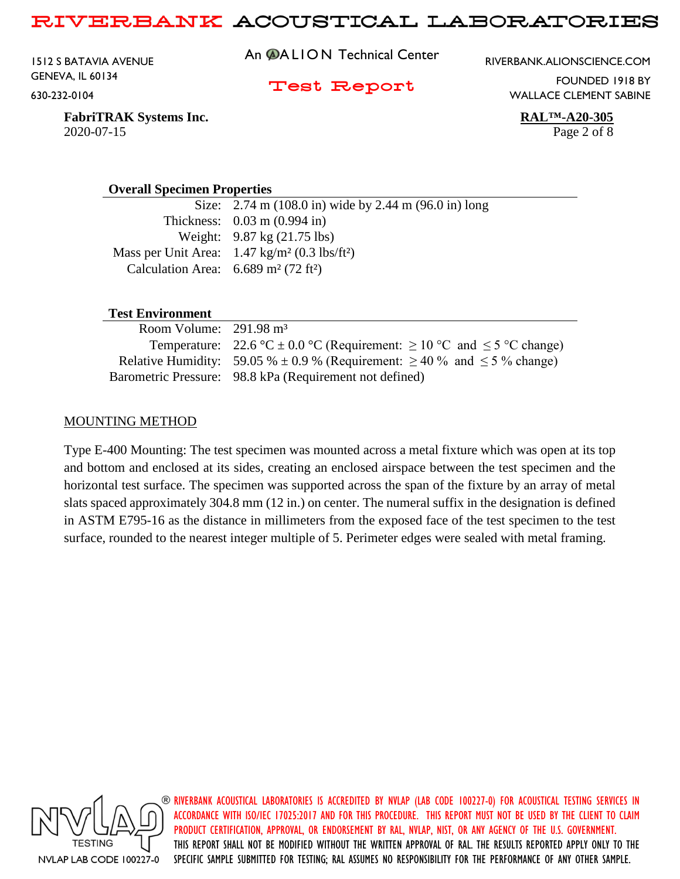## Overall Specimen Properties

| | |
|---|---|
| Size: | 2.74 m (108.0 in) wide by 2.44 m (96.0 in) long |
| Thickness: | 0.03 m (0.994 in) |
| Weight: | 9.87 kg (21.75 lbs) |
| Mass per Unit Area: | 1.47 kg/m² (0.3 lbs/ft²) |
| Calculation Area: | 6.689 m² (72 ft²) |

## Test Environment

| | |
|---|---|
| Room Volume: | 291.98 m³ |
| Temperature: | 22.6 °C ± 0.0 °C (Requirement: ≥ 10 °C and ≤ 5 °C change) |
| Relative Humidity: | 59.05 % ± 0.9 % (Requirement: ≥ 40 % and ≤ 5 % change) |
| Barometric Pressure: | 98.8 kPa (Requirement not defined) |

## MOUNTING METHOD

Type E-400 Mounting: The test specimen was mounted across a metal fixture which was open at its top and bottom and enclosed at its sides, creating an enclosed airspace between the test specimen and the horizontal test surface. The specimen was supported across the span of the fixture by an array of metal slats spaced approximately 304.8 mm (12 in.) on center. The numeral suffix in the designation is defined in ASTM E795-16 as the distance in millimeters from the exposed face of the test specimen to the test surface, rounded to the nearest integer multiple of 5. Perimeter edges were sealed with metal framing.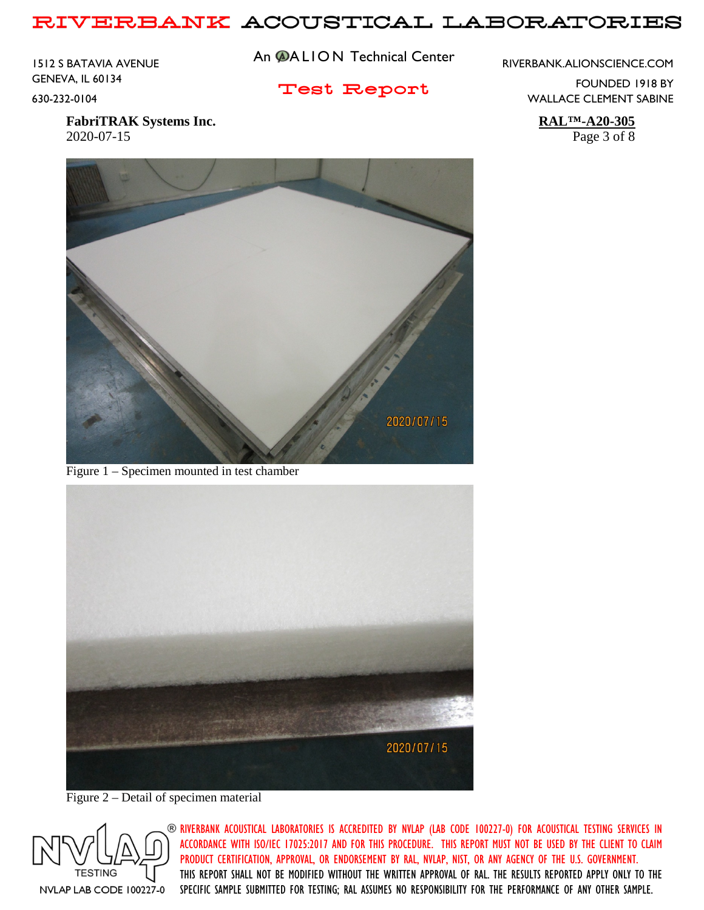Figure 1 – Specimen mounted in test chamber

Figure 2 – Detail of specimen material

RIVERBANK ACOUSTICAL LABORATORIES IS ACCREDITED BY NVLAP (LAB CODE 100227-0) FOR ACOUSTICAL TESTING SERVICES IN ACCORDANCE WITH ISO/IEC 17025:2017 AND FOR THIS PROCEDURE. THIS REPORT MUST NOT BE USED BY THE CLIENT TO CLAIM PRODUCT CERTIFICATION, APPROVAL, OR ENDORSEMENT BY RAL, NVLAP, NIST, OR ANY AGENCY OF THE U.S. GOVERNMENT. THIS REPORT SHALL NOT BE MODIFIED WITHOUT THE WRITTEN APPROVAL OF RAL. THE RESULTS REPORTED APPLY ONLY TO THE SPECIFIC SAMPLE SUBMITTED FOR TESTING; RAL ASSUMES NO RESPONSIBILITY FOR THE PERFORMANCE OF ANY OTHER SAMPLE.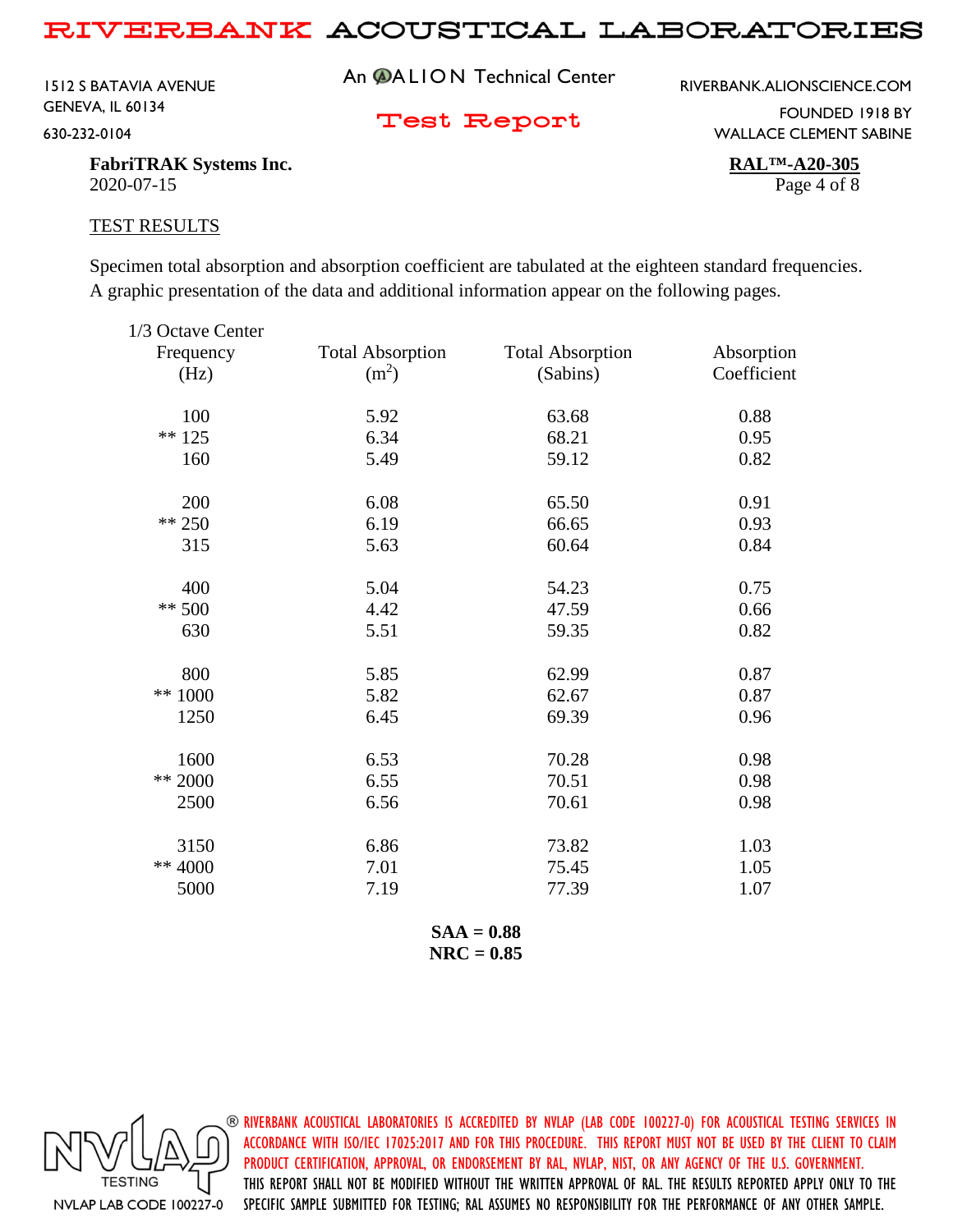**FabriTRAK Systems Inc.**
2020-07-15

**RAL™-A20-305**

## TEST RESULTS

Specimen total absorption and absorption coefficient are tabulated at the eighteen standard frequencies. A graphic presentation of the data and additional information appear on the following pages.

| 1/3 Octave Center Frequency (Hz) | Total Absorption ($m^2$) | Total Absorption (Sabins) | Absorption Coefficient |
|---|---|---|---|
| 100 | 5.92 | 63.68 | 0.88 |
| ** 125 | 6.34 | 68.21 | 0.95 |
| 160 | 5.49 | 59.12 | 0.82 |
| 200 | 6.08 | 65.50 | 0.91 |
| ** 250 | 6.19 | 66.65 | 0.93 |
| 315 | 5.63 | 60.64 | 0.84 |
| 400 | 5.04 | 54.23 | 0.75 |
| ** 500 | 4.42 | 47.59 | 0.66 |
| 630 | 5.51 | 59.35 | 0.82 |
| 800 | 5.85 | 62.99 | 0.87 |
| ** 1000 | 5.82 | 62.67 | 0.87 |
| 1250 | 6.45 | 69.39 | 0.96 |
| 1600 | 6.53 | 70.28 | 0.98 |
| ** 2000 | 6.55 | 70.51 | 0.98 |
| 2500 | 6.56 | 70.61 | 0.98 |
| 3150 | 6.86 | 73.82 | 1.03 |
| ** 4000 | 7.01 | 75.45 | 1.05 |
| 5000 | 7.19 | 77.39 | 1.07 |

**SAA = 0.88**
**NRC = 0.85**

NVLAP LAB CODE 100227-0

RIVERBANK ACOUSTICAL LABORATORIES IS ACCREDITED BY NVLAP (LAB CODE 100227-0) FOR ACOUSTICAL TESTING SERVICES IN ACCORDANCE WITH ISO/IEC 17025:2017 AND FOR THIS PROCEDURE. THIS REPORT MUST NOT BE USED BY THE CLIENT TO CLAIM PRODUCT CERTIFICATION, APPROVAL, OR ENDORSEMENT BY RAL, NVLAP, NIST, OR ANY AGENCY OF THE U.S. GOVERNMENT. THIS REPORT SHALL NOT BE MODIFIED WITHOUT THE WRITTEN APPROVAL OF RAL. THE RESULTS REPORTED APPLY ONLY TO THE SPECIFIC SAMPLE SUBMITTED FOR TESTING; RAL ASSUMES NO RESPONSIBILITY FOR THE PERFORMANCE OF ANY OTHER SAMPLE.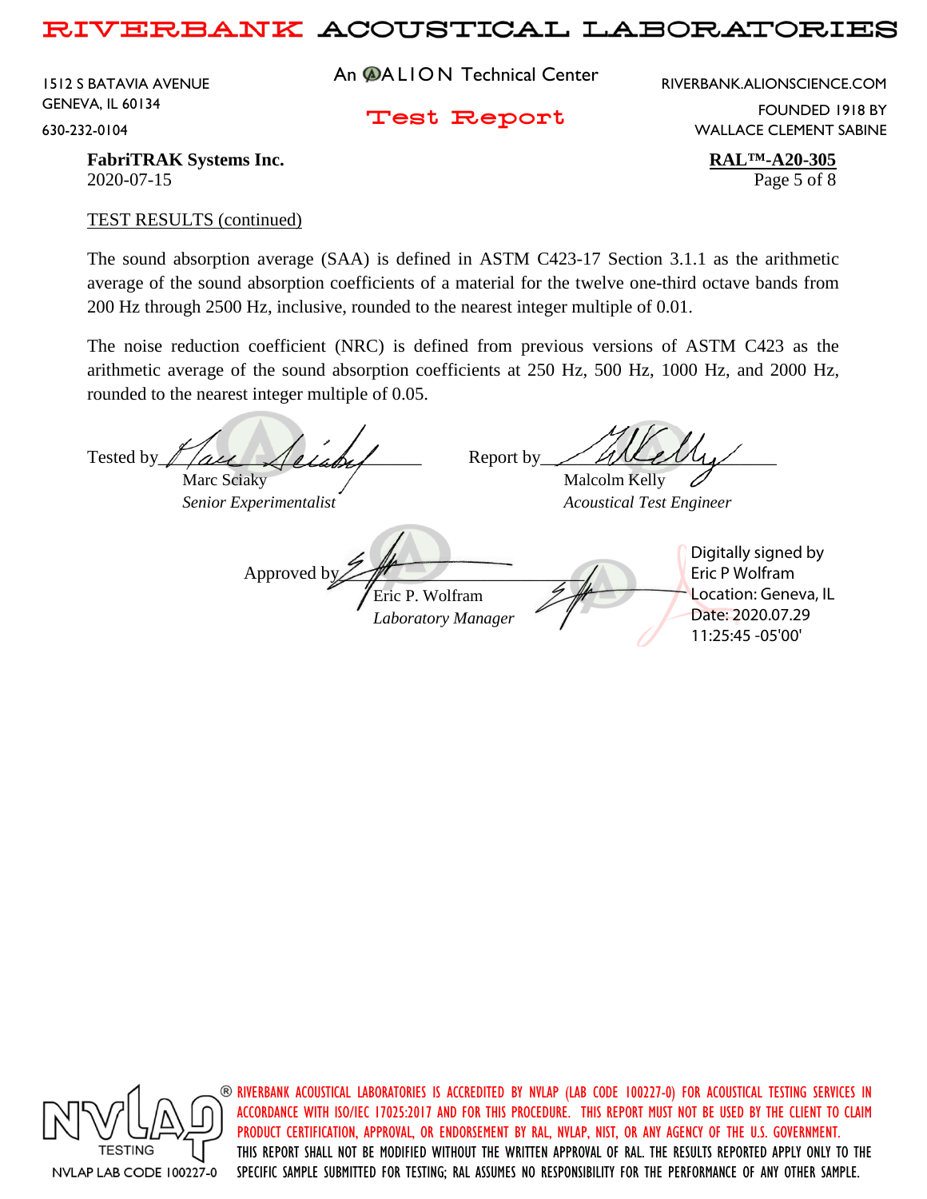TEST RESULTS (continued)

The sound absorption average (SAA) is defined in ASTM C423-17 Section 3.1.1 as the arithmetic average of the sound absorption coefficients of a material for the twelve one-third octave bands from 200 Hz through 2500 Hz, inclusive, rounded to the nearest integer multiple of 0.01.

The noise reduction coefficient (NRC) is defined from previous versions of ASTM C423 as the arithmetic average of the sound absorption coefficients at 250 Hz, 500 Hz, 1000 Hz, and 2000 Hz, rounded to the nearest integer multiple of 0.05.

Tested by \_\_\_\_\_\_\_\_\_\_\_\_\_\_\_\_\_\_\_\_
Marc Sciaky
*Senior Experimentalist*

Report by \_\_\_\_\_\_\_\_\_\_\_\_\_\_\_\_\_\_\_\_
Malcolm Kelly
*Acoustical Test Engineer*

Approved by \_\_\_\_\_\_\_\_\_\_\_\_\_\_\_\_\_\_\_\_
Eric P. Wolfram
*Laboratory Manager*

Digitally signed by Eric P Wolfram
Location: Geneva, IL
Date: 2020.07.29 11:25:45 -05'00'

NVLAP TESTING
NVLAP LAB CODE 100227-0

RIVERBANK ACOUSTICAL LABORATORIES IS ACCREDITED BY NVLAP (LAB CODE 100227-0) FOR ACOUSTICAL TESTING SERVICES IN ACCORDANCE WITH ISO/IEC 17025:2017 AND FOR THIS PROCEDURE. THIS REPORT MUST NOT BE USED BY THE CLIENT TO CLAIM PRODUCT CERTIFICATION, APPROVAL, OR ENDORSEMENT BY RAL, NVLAP, NIST, OR ANY AGENCY OF THE U.S. GOVERNMENT. THIS REPORT SHALL NOT BE MODIFIED WITHOUT THE WRITTEN APPROVAL OF RAL. THE RESULTS REPORTED APPLY ONLY TO THE SPECIFIC SAMPLE SUBMITTED FOR TESTING; RAL ASSUMES NO RESPONSIBILITY FOR THE PERFORMANCE OF ANY OTHER SAMPLE.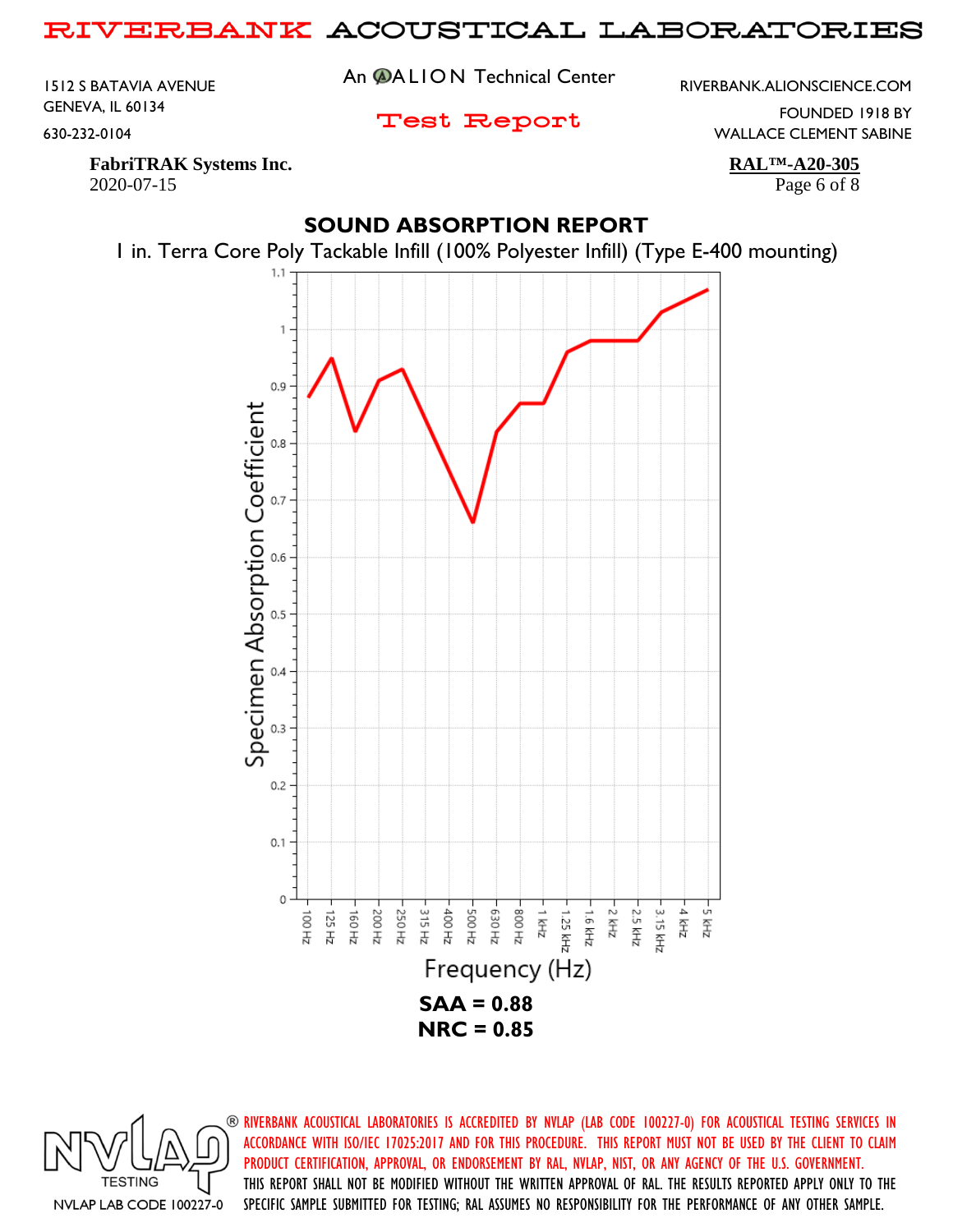**FabriTRAK Systems Inc.**
2020-07-15

**RAL™-A20-305**

## SOUND ABSORPTION REPORT

1 in. Terra Core Poly Tackable Infill (100% Polyester Infill) (Type E-400 mounting)

**SAA = 0.88**
**NRC = 0.85**

RIVERBANK ACOUSTICAL LABORATORIES IS ACCREDITED BY NVLAP (LAB CODE 100227-0) FOR ACOUSTICAL TESTING SERVICES IN ACCORDANCE WITH ISO/IEC 17025:2017 AND FOR THIS PROCEDURE. THIS REPORT MUST NOT BE USED BY THE CLIENT TO CLAIM PRODUCT CERTIFICATION, APPROVAL, OR ENDORSEMENT BY RAL, NVLAP, NIST, OR ANY AGENCY OF THE U.S. GOVERNMENT. THIS REPORT SHALL NOT BE MODIFIED WITHOUT THE WRITTEN APPROVAL OF RAL. THE RESULTS REPORTED APPLY ONLY TO THE SPECIFIC SAMPLE SUBMITTED FOR TESTING; RAL ASSUMES NO RESPONSIBILITY FOR THE PERFORMANCE OF ANY OTHER SAMPLE.

NVLAP LAB CODE 100227-0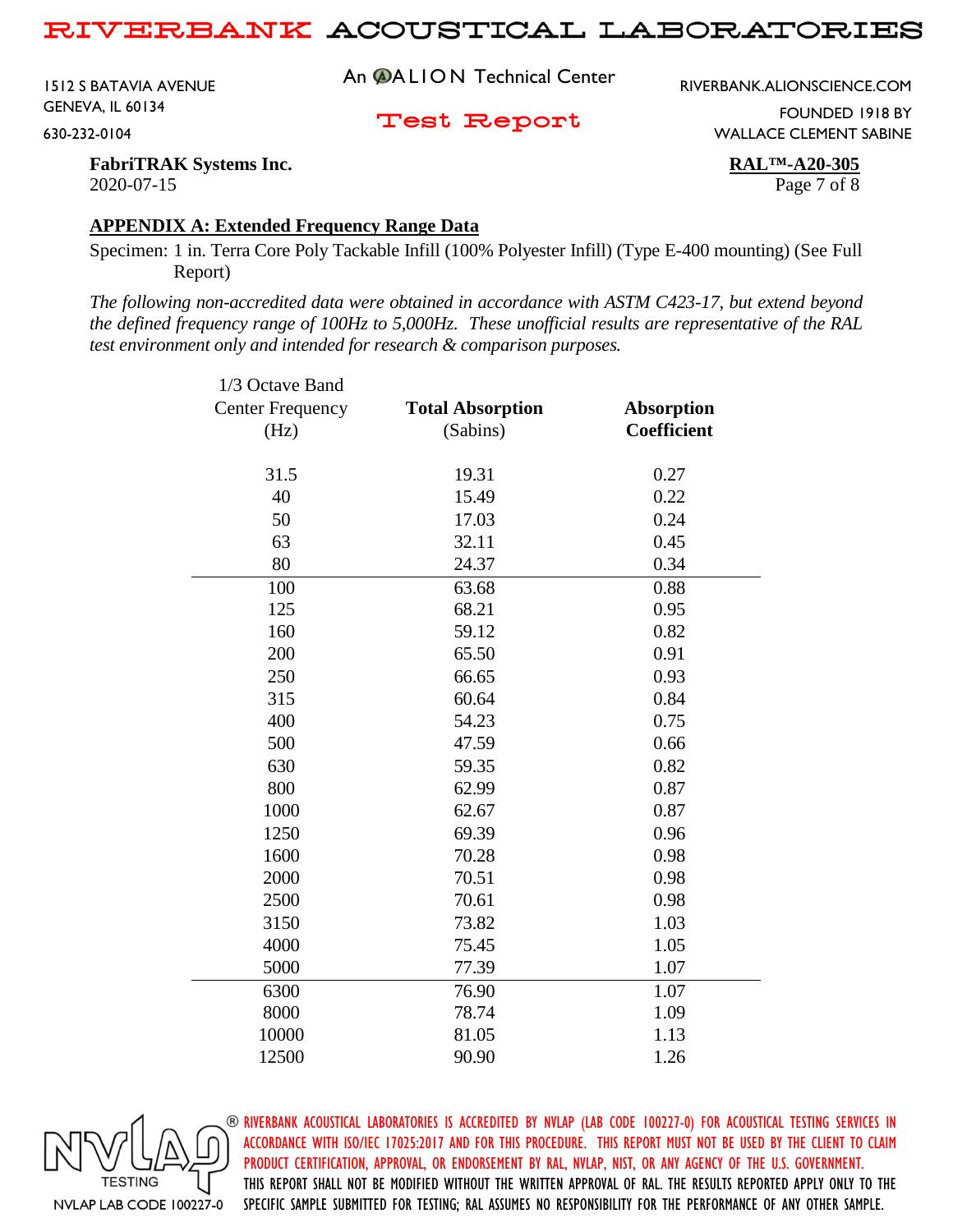**FabriTRAK Systems Inc.**
2020-07-15

**RAL™-A20-305**

## APPENDIX A: Extended Frequency Range Data

Specimen: 1 in. Terra Core Poly Tackable Infill (100% Polyester Infill) (Type E-400 mounting) (See Full Report)

*The following non-accredited data were obtained in accordance with ASTM C423-17, but extend beyond the defined frequency range of 100Hz to 5,000Hz. These unofficial results are representative of the RAL test environment only and intended for research & comparison purposes.*

| 1/3 Octave Band Center Frequency (Hz) | **Total Absorption** (Sabins) | **Absorption Coefficient** |
|---|---|---|
| 31.5 | 19.31 | 0.27 |
| 40 | 15.49 | 0.22 |
| 50 | 17.03 | 0.24 |
| 63 | 32.11 | 0.45 |
| 80 | 24.37 | 0.34 |
| 100 | 63.68 | 0.88 |
| 125 | 68.21 | 0.95 |
| 160 | 59.12 | 0.82 |
| 200 | 65.50 | 0.91 |
| 250 | 66.65 | 0.93 |
| 315 | 60.64 | 0.84 |
| 400 | 54.23 | 0.75 |
| 500 | 47.59 | 0.66 |
| 630 | 59.35 | 0.82 |
| 800 | 62.99 | 0.87 |
| 1000 | 62.67 | 0.87 |
| 1250 | 69.39 | 0.96 |
| 1600 | 70.28 | 0.98 |
| 2000 | 70.51 | 0.98 |
| 2500 | 70.61 | 0.98 |
| 3150 | 73.82 | 1.03 |
| 4000 | 75.45 | 1.05 |
| 5000 | 77.39 | 1.07 |
| 6300 | 76.90 | 1.07 |
| 8000 | 78.74 | 1.09 |
| 10000 | 81.05 | 1.13 |
| 12500 | 90.90 | 1.26 |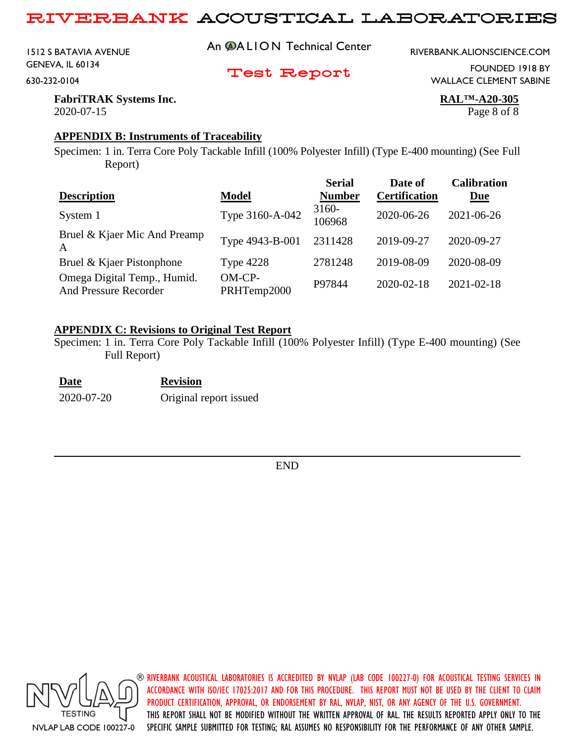## APPENDIX B: Instruments of Traceability

Specimen: 1 in. Terra Core Poly Tackable Infill (100% Polyester Infill) (Type E-400 mounting) (See Full Report)

| Description | Model | Serial Number | Date of Certification | Calibration Due |
|---|---|---|---|---|
| System 1 | Type 3160-A-042 | 3160-106968 | 2020-06-26 | 2021-06-26 |
| Bruel & Kjaer Mic And Preamp A | Type 4943-B-001 | 2311428 | 2019-09-27 | 2020-09-27 |
| Bruel & Kjaer Pistonphone | Type 4228 | 2781248 | 2019-08-09 | 2020-08-09 |
| Omega Digital Temp., Humid. And Pressure Recorder | OM-CP-PRHTemp2000 | P97844 | 2020-02-18 | 2021-02-18 |

## APPENDIX C: Revisions to Original Test Report

Specimen: 1 in. Terra Core Poly Tackable Infill (100% Polyester Infill) (Type E-400 mounting) (See Full Report)

| Date | Revision |
|---|---|
| 2020-07-20 | Original report issued |

END